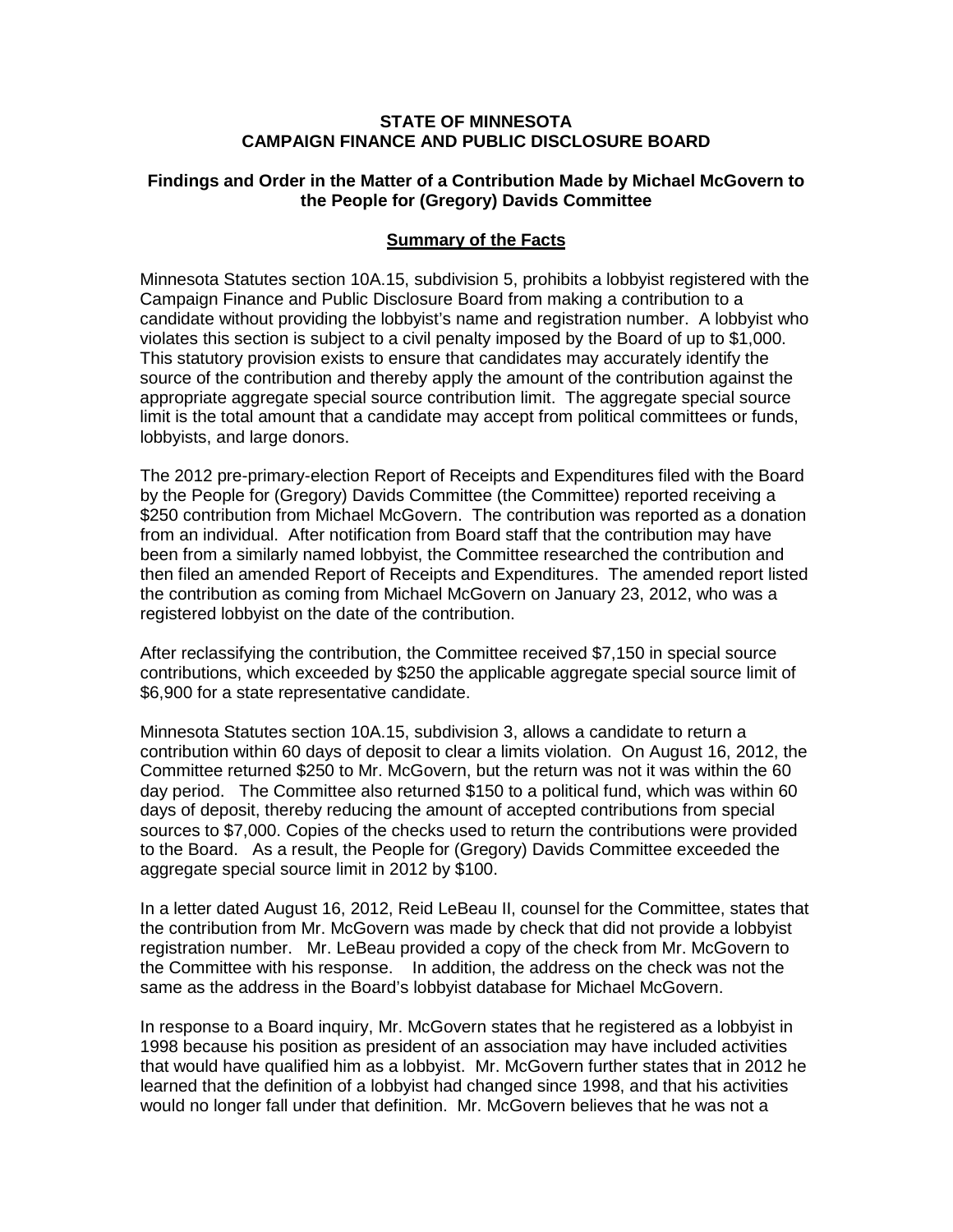**STATE OF MINNESOTA**
**CAMPAIGN FINANCE AND PUBLIC DISCLOSURE BOARD**

**Findings and Order in the Matter of a Contribution Made by Michael McGovern to the People for (Gregory) Davids Committee**

**Summary of the Facts**

Minnesota Statutes section 10A.15, subdivision 5, prohibits a lobbyist registered with the Campaign Finance and Public Disclosure Board from making a contribution to a candidate without providing the lobbyist's name and registration number. A lobbyist who violates this section is subject to a civil penalty imposed by the Board of up to $1,000. This statutory provision exists to ensure that candidates may accurately identify the source of the contribution and thereby apply the amount of the contribution against the appropriate aggregate special source contribution limit. The aggregate special source limit is the total amount that a candidate may accept from political committees or funds, lobbyists, and large donors.

The 2012 pre-primary-election Report of Receipts and Expenditures filed with the Board by the People for (Gregory) Davids Committee (the Committee) reported receiving a $250 contribution from Michael McGovern. The contribution was reported as a donation from an individual. After notification from Board staff that the contribution may have been from a similarly named lobbyist, the Committee researched the contribution and then filed an amended Report of Receipts and Expenditures. The amended report listed the contribution as coming from Michael McGovern on January 23, 2012, who was a registered lobbyist on the date of the contribution.

After reclassifying the contribution, the Committee received $7,150 in special source contributions, which exceeded by $250 the applicable aggregate special source limit of $6,900 for a state representative candidate.

Minnesota Statutes section 10A.15, subdivision 3, allows a candidate to return a contribution within 60 days of deposit to clear a limits violation. On August 16, 2012, the Committee returned $250 to Mr. McGovern, but the return was not it was within the 60 day period. The Committee also returned $150 to a political fund, which was within 60 days of deposit, thereby reducing the amount of accepted contributions from special sources to $7,000. Copies of the checks used to return the contributions were provided to the Board. As a result, the People for (Gregory) Davids Committee exceeded the aggregate special source limit in 2012 by $100.

In a letter dated August 16, 2012, Reid LeBeau II, counsel for the Committee, states that the contribution from Mr. McGovern was made by check that did not provide a lobbyist registration number. Mr. LeBeau provided a copy of the check from Mr. McGovern to the Committee with his response. In addition, the address on the check was not the same as the address in the Board's lobbyist database for Michael McGovern.

In response to a Board inquiry, Mr. McGovern states that he registered as a lobbyist in 1998 because his position as president of an association may have included activities that would have qualified him as a lobbyist. Mr. McGovern further states that in 2012 he learned that the definition of a lobbyist had changed since 1998, and that his activities would no longer fall under that definition. Mr. McGovern believes that he was not a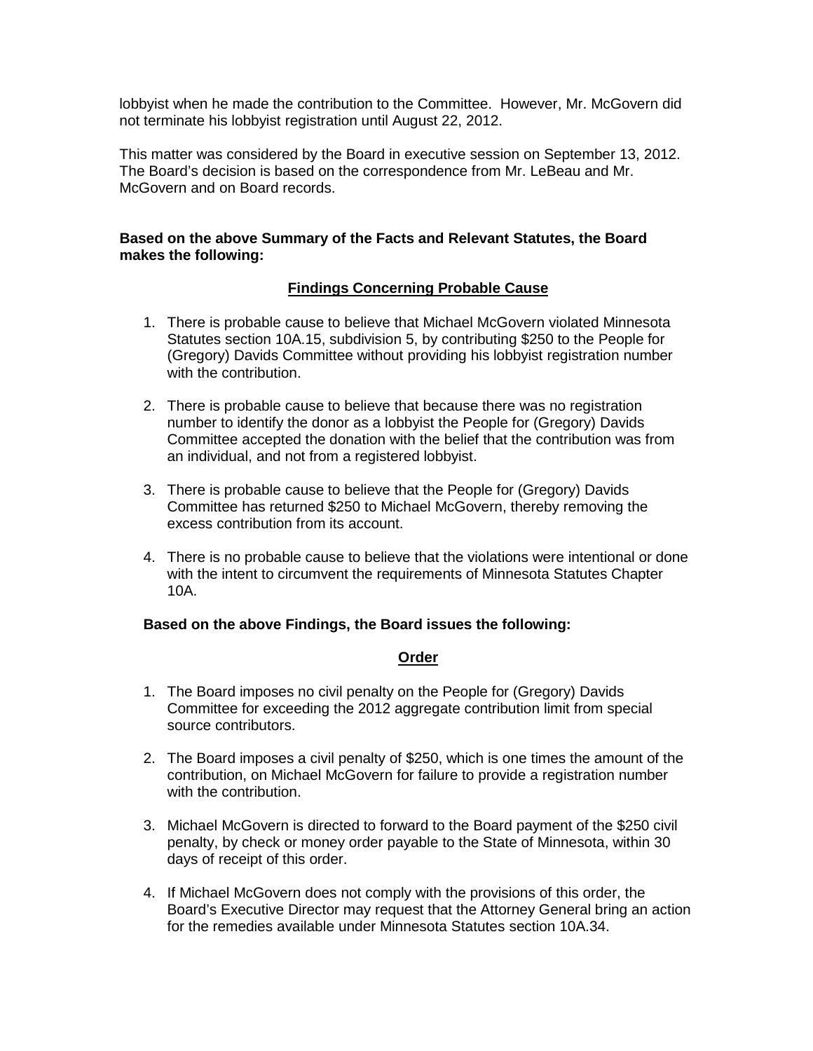lobbyist when he made the contribution to the Committee. However, Mr. McGovern did not terminate his lobbyist registration until August 22, 2012.

This matter was considered by the Board in executive session on September 13, 2012. The Board's decision is based on the correspondence from Mr. LeBeau and Mr. McGovern and on Board records.

**Based on the above Summary of the Facts and Relevant Statutes, the Board makes the following:**

## Findings Concerning Probable Cause

1. There is probable cause to believe that Michael McGovern violated Minnesota Statutes section 10A.15, subdivision 5, by contributing $250 to the People for (Gregory) Davids Committee without providing his lobbyist registration number with the contribution.

2. There is probable cause to believe that because there was no registration number to identify the donor as a lobbyist the People for (Gregory) Davids Committee accepted the donation with the belief that the contribution was from an individual, and not from a registered lobbyist.

3. There is probable cause to believe that the People for (Gregory) Davids Committee has returned $250 to Michael McGovern, thereby removing the excess contribution from its account.

4. There is no probable cause to believe that the violations were intentional or done with the intent to circumvent the requirements of Minnesota Statutes Chapter 10A.

**Based on the above Findings, the Board issues the following:**

## Order

1. The Board imposes no civil penalty on the People for (Gregory) Davids Committee for exceeding the 2012 aggregate contribution limit from special source contributors.

2. The Board imposes a civil penalty of $250, which is one times the amount of the contribution, on Michael McGovern for failure to provide a registration number with the contribution.

3. Michael McGovern is directed to forward to the Board payment of the $250 civil penalty, by check or money order payable to the State of Minnesota, within 30 days of receipt of this order.

4. If Michael McGovern does not comply with the provisions of this order, the Board's Executive Director may request that the Attorney General bring an action for the remedies available under Minnesota Statutes section 10A.34.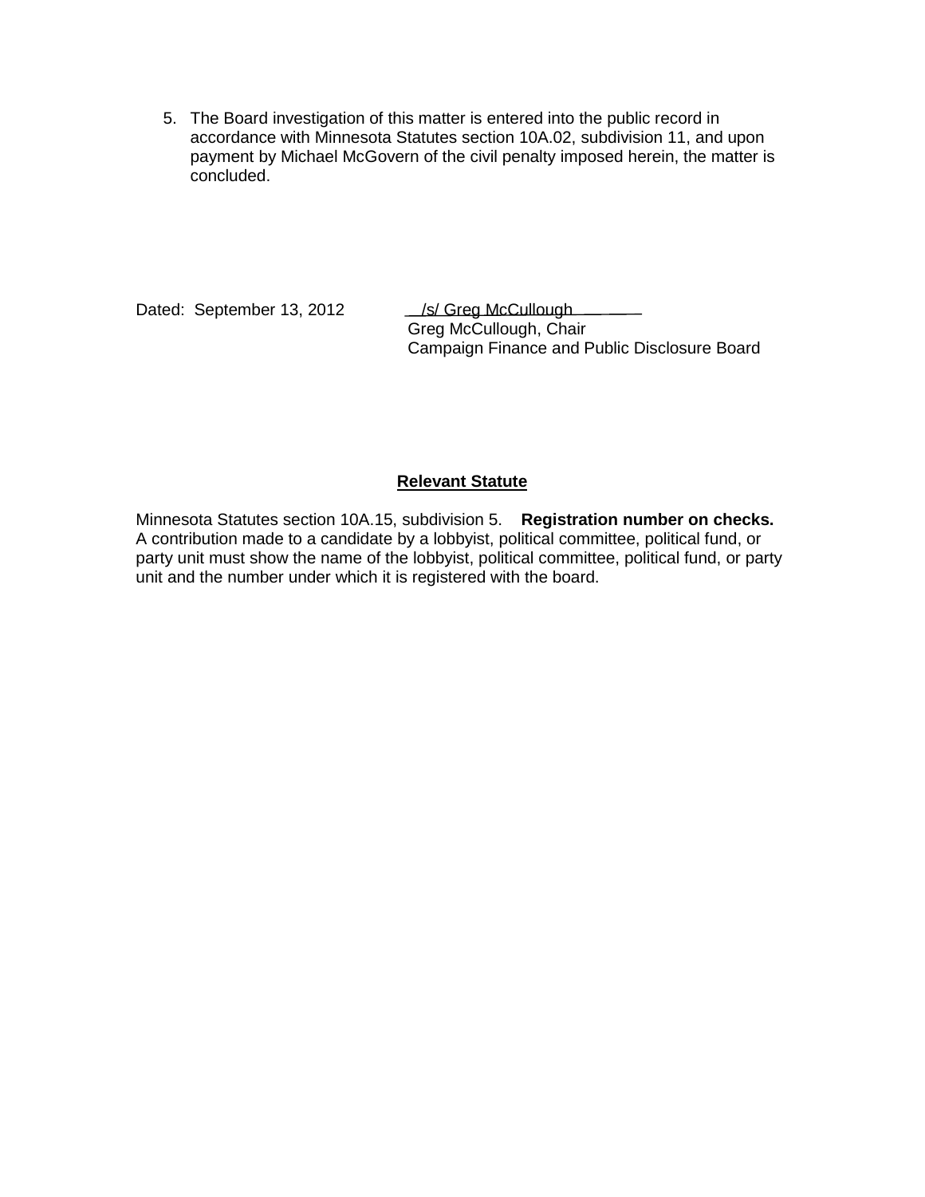5. The Board investigation of this matter is entered into the public record in accordance with Minnesota Statutes section 10A.02, subdivision 11, and upon payment by Michael McGovern of the civil penalty imposed herein, the matter is concluded.

Dated: September 13, 2012

/s/ Greg McCullough
Greg McCullough, Chair
Campaign Finance and Public Disclosure Board

## Relevant Statute

Minnesota Statutes section 10A.15, subdivision 5. **Registration number on checks.** A contribution made to a candidate by a lobbyist, political committee, political fund, or party unit must show the name of the lobbyist, political committee, political fund, or party unit and the number under which it is registered with the board.